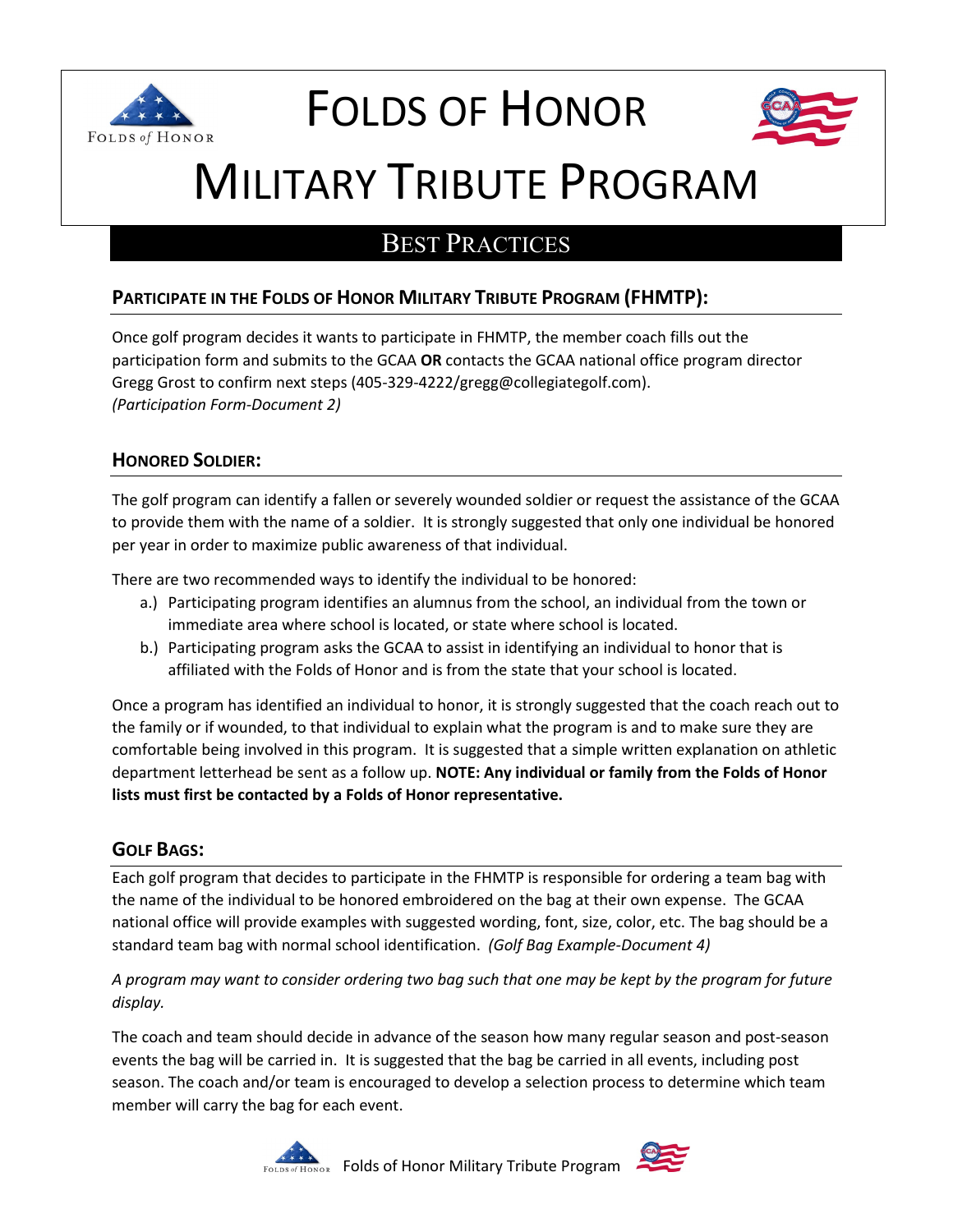# Folds of Honor Military Tribute Program

## Best Practices

### Participate in the Folds of Honor Military Tribute Program (FHMTP):

Once golf program decides it wants to participate in FHMTP, the member coach fills out the participation form and submits to the GCAA **OR** contacts the GCAA national office program director Gregg Grost to confirm next steps (405-329-4222/gregg@collegiategolf.com).
*(Participation Form-Document 2)*

### Honored Soldier:

The golf program can identify a fallen or severely wounded soldier or request the assistance of the GCAA to provide them with the name of a soldier. It is strongly suggested that only one individual be honored per year in order to maximize public awareness of that individual.

There are two recommended ways to identify the individual to be honored:

a.) Participating program identifies an alumnus from the school, an individual from the town or immediate area where school is located, or state where school is located.

b.) Participating program asks the GCAA to assist in identifying an individual to honor that is affiliated with the Folds of Honor and is from the state that your school is located.

Once a program has identified an individual to honor, it is strongly suggested that the coach reach out to the family or if wounded, to that individual to explain what the program is and to make sure they are comfortable being involved in this program. It is suggested that a simple written explanation on athletic department letterhead be sent as a follow up. **NOTE: Any individual or family from the Folds of Honor lists must first be contacted by a Folds of Honor representative.**

### Golf Bags:

Each golf program that decides to participate in the FHMTP is responsible for ordering a team bag with the name of the individual to be honored embroidered on the bag at their own expense. The GCAA national office will provide examples with suggested wording, font, size, color, etc. The bag should be a standard team bag with normal school identification. *(Golf Bag Example-Document 4)*

*A program may want to consider ordering two bag such that one may be kept by the program for future display.*

The coach and team should decide in advance of the season how many regular season and post-season events the bag will be carried in. It is suggested that the bag be carried in all events, including post season. The coach and/or team is encouraged to develop a selection process to determine which team member will carry the bag for each event.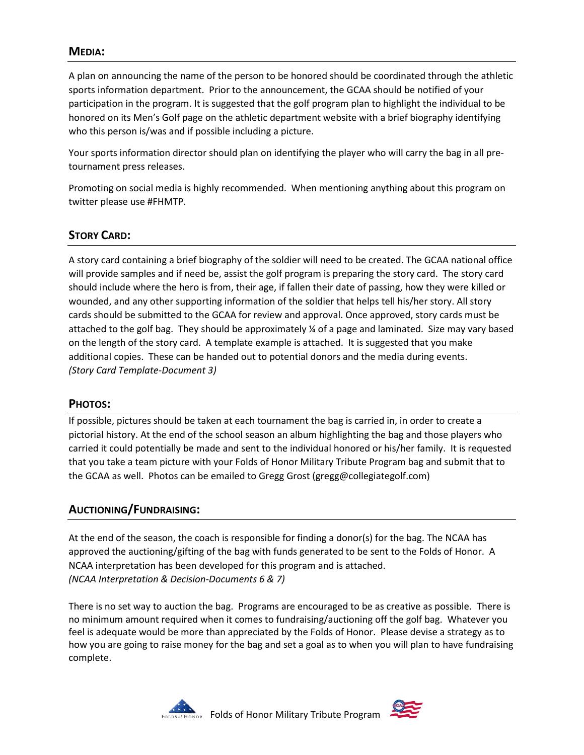## MEDIA:

A plan on announcing the name of the person to be honored should be coordinated through the athletic sports information department. Prior to the announcement, the GCAA should be notified of your participation in the program. It is suggested that the golf program plan to highlight the individual to be honored on its Men's Golf page on the athletic department website with a brief biography identifying who this person is/was and if possible including a picture.

Your sports information director should plan on identifying the player who will carry the bag in all pre-tournament press releases.

Promoting on social media is highly recommended. When mentioning anything about this program on twitter please use #FHMTP.

## STORY CARD:

A story card containing a brief biography of the soldier will need to be created. The GCAA national office will provide samples and if need be, assist the golf program is preparing the story card. The story card should include where the hero is from, their age, if fallen their date of passing, how they were killed or wounded, and any other supporting information of the soldier that helps tell his/her story. All story cards should be submitted to the GCAA for review and approval. Once approved, story cards must be attached to the golf bag. They should be approximately ¼ of a page and laminated. Size may vary based on the length of the story card. A template example is attached. It is suggested that you make additional copies. These can be handed out to potential donors and the media during events.
*(Story Card Template-Document 3)*

## PHOTOS:

If possible, pictures should be taken at each tournament the bag is carried in, in order to create a pictorial history. At the end of the school season an album highlighting the bag and those players who carried it could potentially be made and sent to the individual honored or his/her family. It is requested that you take a team picture with your Folds of Honor Military Tribute Program bag and submit that to the GCAA as well. Photos can be emailed to Gregg Grost (gregg@collegiategolf.com)

## AUCTIONING/FUNDRAISING:

At the end of the season, the coach is responsible for finding a donor(s) for the bag. The NCAA has approved the auctioning/gifting of the bag with funds generated to be sent to the Folds of Honor. A NCAA interpretation has been developed for this program and is attached.
*(NCAA Interpretation & Decision-Documents 6 & 7)*

There is no set way to auction the bag. Programs are encouraged to be as creative as possible. There is no minimum amount required when it comes to fundraising/auctioning off the golf bag. Whatever you feel is adequate would be more than appreciated by the Folds of Honor. Please devise a strategy as to how you are going to raise money for the bag and set a goal as to when you will plan to have fundraising complete.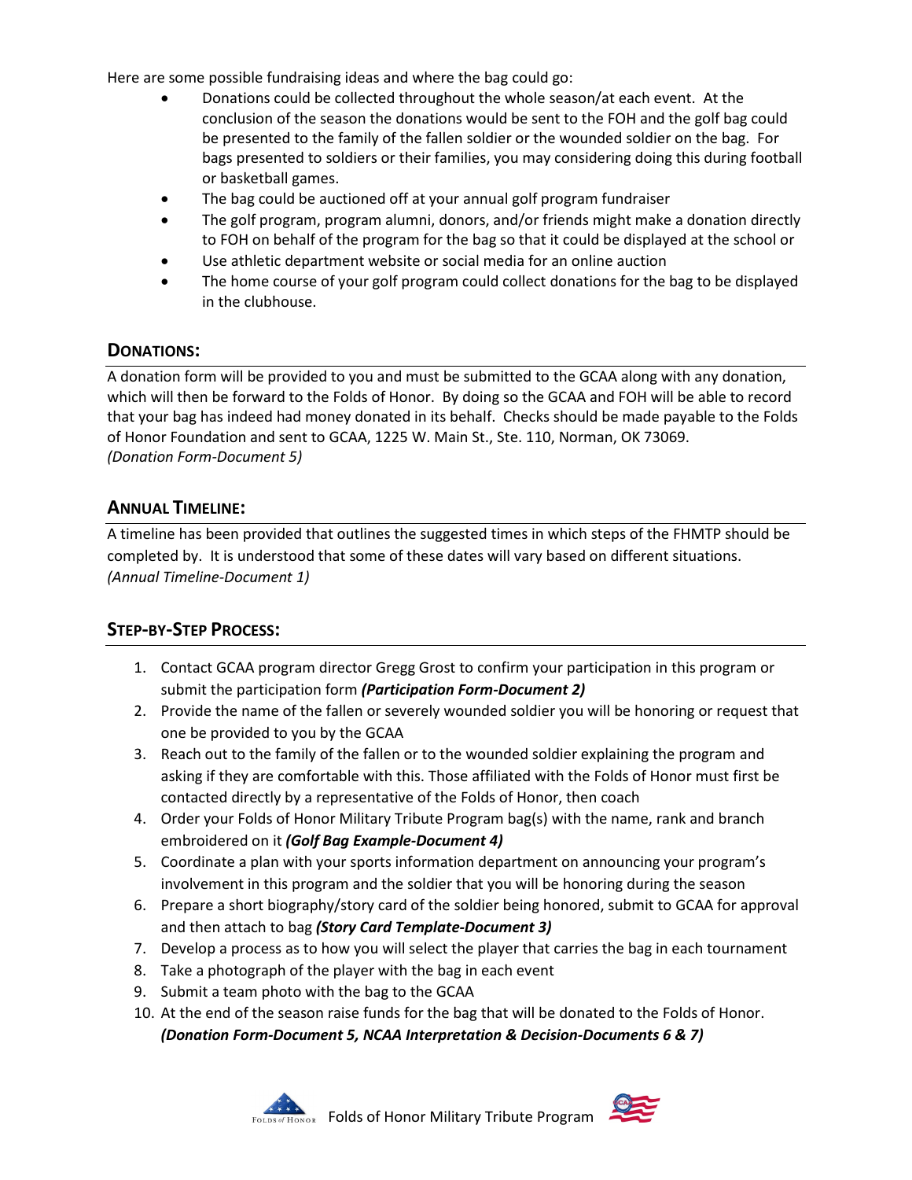Here are some possible fundraising ideas and where the bag could go:

- Donations could be collected throughout the whole season/at each event. At the conclusion of the season the donations would be sent to the FOH and the golf bag could be presented to the family of the fallen soldier or the wounded soldier on the bag. For bags presented to soldiers or their families, you may considering doing this during football or basketball games.
- The bag could be auctioned off at your annual golf program fundraiser
- The golf program, program alumni, donors, and/or friends might make a donation directly to FOH on behalf of the program for the bag so that it could be displayed at the school or
- Use athletic department website or social media for an online auction
- The home course of your golf program could collect donations for the bag to be displayed in the clubhouse.

## DONATIONS:

A donation form will be provided to you and must be submitted to the GCAA along with any donation, which will then be forward to the Folds of Honor. By doing so the GCAA and FOH will be able to record that your bag has indeed had money donated in its behalf. Checks should be made payable to the Folds of Honor Foundation and sent to GCAA, 1225 W. Main St., Ste. 110, Norman, OK 73069.
*(Donation Form-Document 5)*

## ANNUAL TIMELINE:

A timeline has been provided that outlines the suggested times in which steps of the FHMTP should be completed by. It is understood that some of these dates will vary based on different situations.
*(Annual Timeline-Document 1)*

## STEP-BY-STEP PROCESS:

1. Contact GCAA program director Gregg Grost to confirm your participation in this program or submit the participation form ***(Participation Form-Document 2)***
2. Provide the name of the fallen or severely wounded soldier you will be honoring or request that one be provided to you by the GCAA
3. Reach out to the family of the fallen or to the wounded soldier explaining the program and asking if they are comfortable with this. Those affiliated with the Folds of Honor must first be contacted directly by a representative of the Folds of Honor, then coach
4. Order your Folds of Honor Military Tribute Program bag(s) with the name, rank and branch embroidered on it ***(Golf Bag Example-Document 4)***
5. Coordinate a plan with your sports information department on announcing your program's involvement in this program and the soldier that you will be honoring during the season
6. Prepare a short biography/story card of the soldier being honored, submit to GCAA for approval and then attach to bag ***(Story Card Template-Document 3)***
7. Develop a process as to how you will select the player that carries the bag in each tournament
8. Take a photograph of the player with the bag in each event
9. Submit a team photo with the bag to the GCAA
10. At the end of the season raise funds for the bag that will be donated to the Folds of Honor. ***(Donation Form-Document 5, NCAA Interpretation & Decision-Documents 6 & 7)***